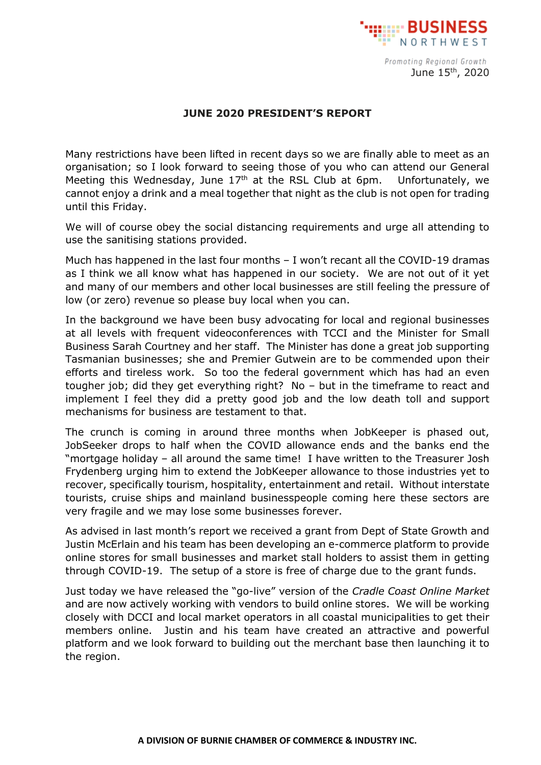BUSINESS NORTHWEST

*Promoting Regional Growth*

June 15th, 2020

**JUNE 2020 PRESIDENT'S REPORT**

Many restrictions have been lifted in recent days so we are finally able to meet as an organisation; so I look forward to seeing those of you who can attend our General Meeting this Wednesday, June 17th at the RSL Club at 6pm. Unfortunately, we cannot enjoy a drink and a meal together that night as the club is not open for trading until this Friday.

We will of course obey the social distancing requirements and urge all attending to use the sanitising stations provided.

Much has happened in the last four months – I won't recant all the COVID-19 dramas as I think we all know what has happened in our society. We are not out of it yet and many of our members and other local businesses are still feeling the pressure of low (or zero) revenue so please buy local when you can.

In the background we have been busy advocating for local and regional businesses at all levels with frequent videoconferences with TCCI and the Minister for Small Business Sarah Courtney and her staff. The Minister has done a great job supporting Tasmanian businesses; she and Premier Gutwein are to be commended upon their efforts and tireless work. So too the federal government which has had an even tougher job; did they get everything right? No – but in the timeframe to react and implement I feel they did a pretty good job and the low death toll and support mechanisms for business are testament to that.

The crunch is coming in around three months when JobKeeper is phased out, JobSeeker drops to half when the COVID allowance ends and the banks end the "mortgage holiday – all around the same time! I have written to the Treasurer Josh Frydenberg urging him to extend the JobKeeper allowance to those industries yet to recover, specifically tourism, hospitality, entertainment and retail. Without interstate tourists, cruise ships and mainland businesspeople coming here these sectors are very fragile and we may lose some businesses forever.

As advised in last month's report we received a grant from Dept of State Growth and Justin McErlain and his team has been developing an e-commerce platform to provide online stores for small businesses and market stall holders to assist them in getting through COVID-19. The setup of a store is free of charge due to the grant funds.

Just today we have released the "go-live" version of the *Cradle Coast Online Market* and are now actively working with vendors to build online stores. We will be working closely with DCCI and local market operators in all coastal municipalities to get their members online. Justin and his team have created an attractive and powerful platform and we look forward to building out the merchant base then launching it to the region.

**A DIVISION OF BURNIE CHAMBER OF COMMERCE & INDUSTRY INC.**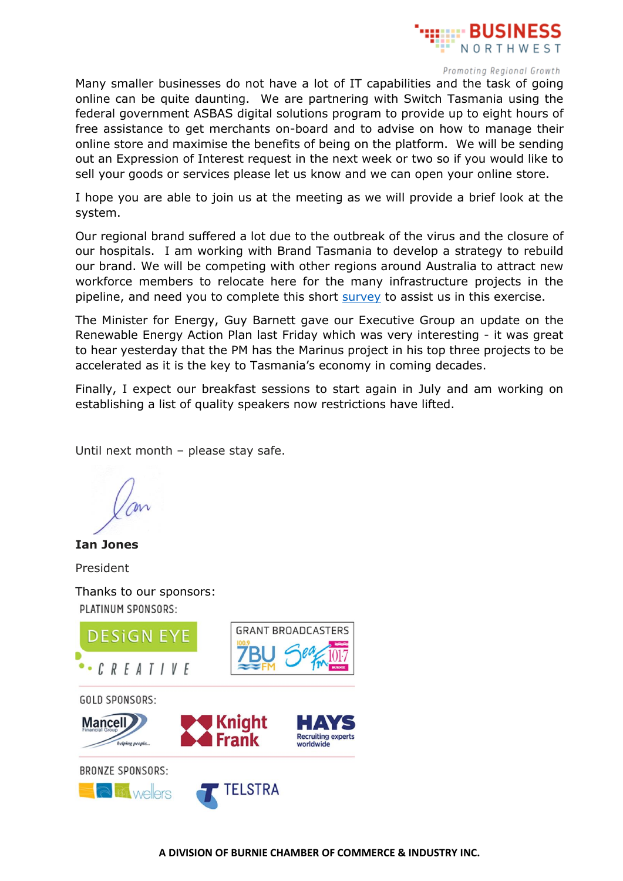Many smaller businesses do not have a lot of IT capabilities and the task of going online can be quite daunting. We are partnering with Switch Tasmania using the federal government ASBAS digital solutions program to provide up to eight hours of free assistance to get merchants on-board and to advise on how to manage their online store and maximise the benefits of being on the platform. We will be sending out an Expression of Interest request in the next week or two so if you would like to sell your goods or services please let us know and we can open your online store.

I hope you are able to join us at the meeting as we will provide a brief look at the system.

Our regional brand suffered a lot due to the outbreak of the virus and the closure of our hospitals. I am working with Brand Tasmania to develop a strategy to rebuild our brand. We will be competing with other regions around Australia to attract new workforce members to relocate here for the many infrastructure projects in the pipeline, and need you to complete this short survey to assist us in this exercise.

The Minister for Energy, Guy Barnett gave our Executive Group an update on the Renewable Energy Action Plan last Friday which was very interesting - it was great to hear yesterday that the PM has the Marinus project in his top three projects to be accelerated as it is the key to Tasmania's economy in coming decades.

Finally, I expect our breakfast sessions to start again in July and am working on establishing a list of quality speakers now restrictions have lifted.

Until next month – please stay safe.

**Ian Jones**

President

Thanks to our sponsors:

PLATINUM SPONSORS:

DESiGN EYE CREATIVE

GRANT BROADCASTERS 7BU Sea FM 101.7

GOLD SPONSORS:

Mancell Financial Group

Knight Frank

HAYS Recruiting experts worldwide

BRONZE SPONSORS:

wellers

TELSTRA

**A DIVISION OF BURNIE CHAMBER OF COMMERCE & INDUSTRY INC.**